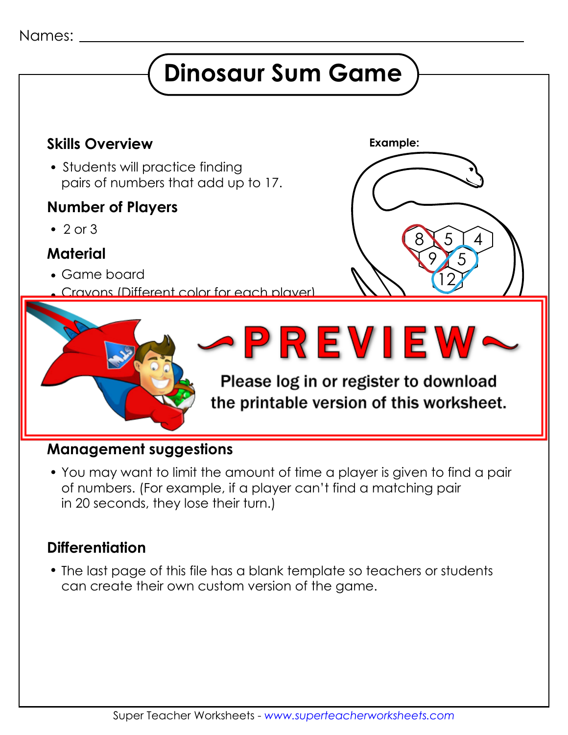Names: ______________________________

# Dinosaur Sum Game

## Skills Overview

- Students will practice finding pairs of numbers that add up to 17.

## Number of Players

- 2 or 3

## Material

- Game board
- Crayons (Different color for each player)

**Example:**

8 5 4
9 5
12

~PREVIEW~

Please log in or register to download the printable version of this worksheet.

## Management suggestions

- You may want to limit the amount of time a player is given to find a pair of numbers. (For example, if a player can't find a matching pair in 20 seconds, they lose their turn.)

## Differentiation

- The last page of this file has a blank template so teachers or students can create their own custom version of the game.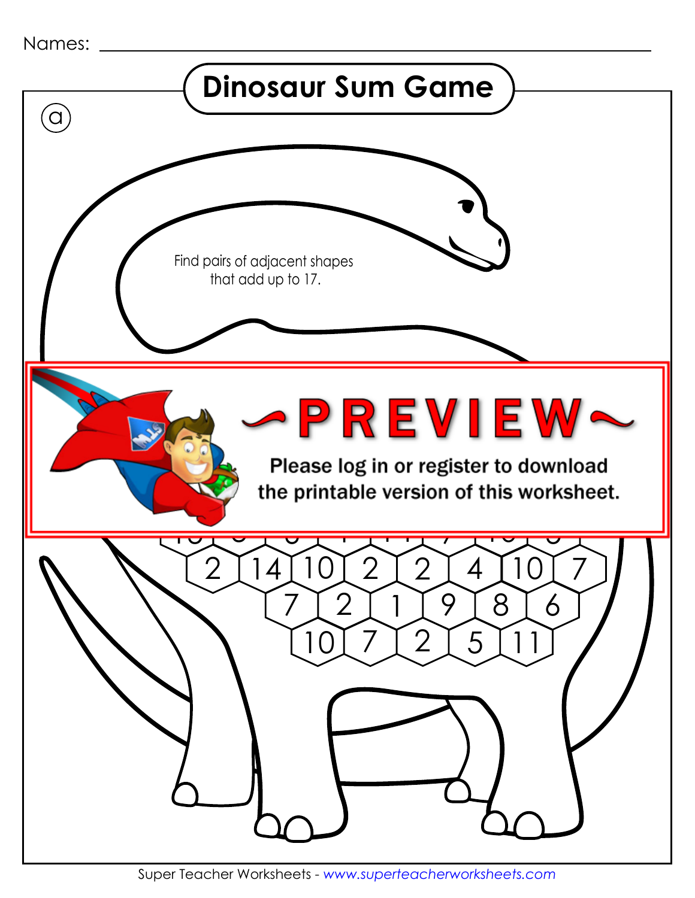Names: ______________________________

# Dinosaur Sum Game

ⓐ

Find pairs of adjacent shapes that add up to 17.

~PREVIEW~

Please log in or register to download the printable version of this worksheet.

2 14 10 2 2 4 10 7

7 2 1 9 8 6

10 7 2 5 11

Super Teacher Worksheets - www.superteacherworksheets.com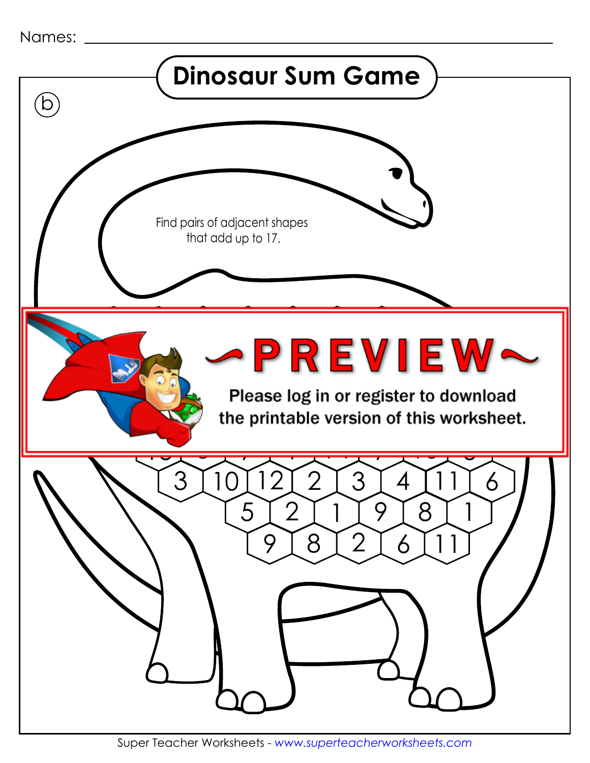Names: ______________________________________________

# Dinosaur Sum Game

(b)

Find pairs of adjacent shapes that add up to 17.

~PREVIEW~

Please log in or register to download the printable version of this worksheet.

3 10 12 2 3 4 11 6

5 2 1 9 8 1

9 8 2 6 11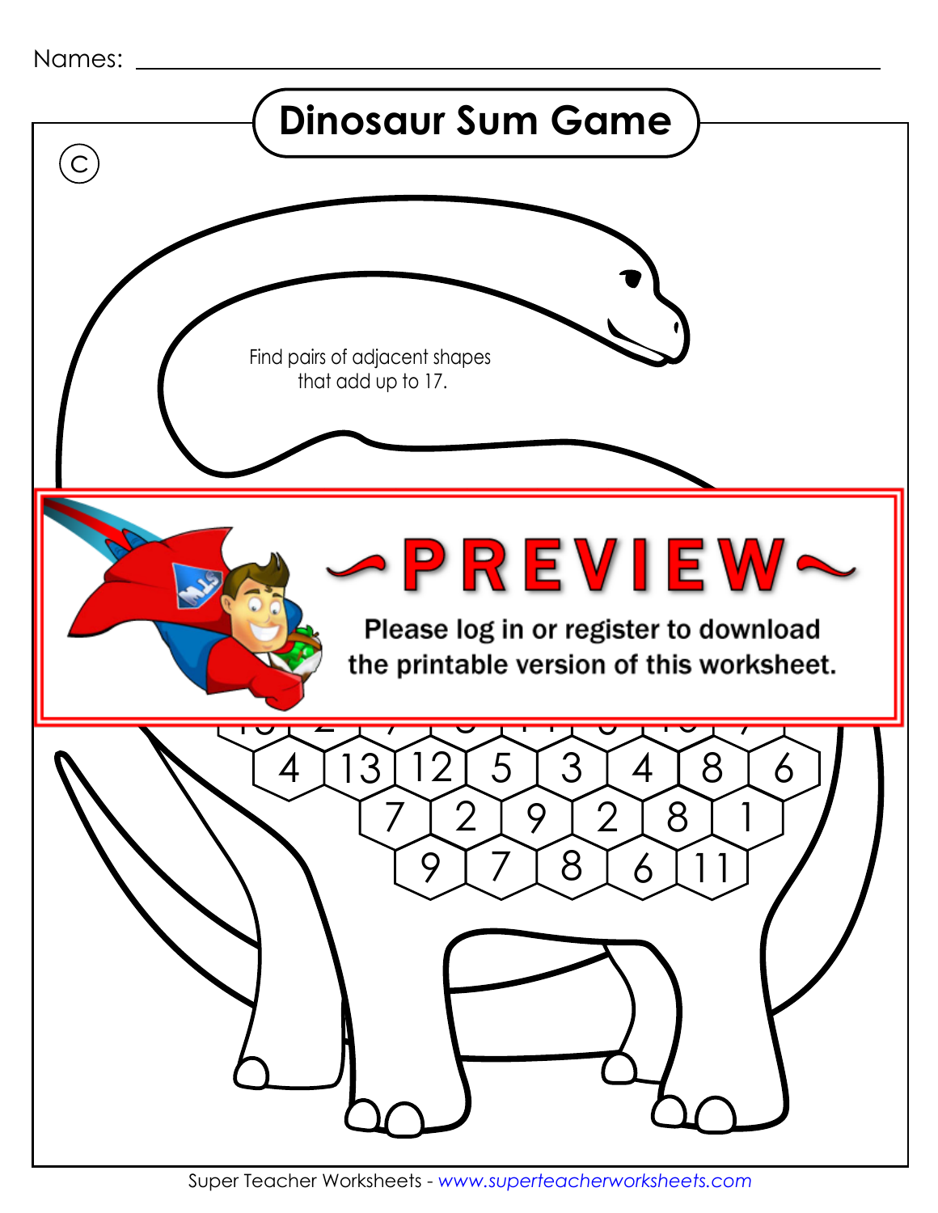Names: ______________________________

# Dinosaur Sum Game

C

Find pairs of adjacent shapes that add up to 17.

~PREVIEW~

Please log in or register to download the printable version of this worksheet.

4 13 12 5 3 4 8 6

7 2 9 2 8 1

9 7 8 6 11

Super Teacher Worksheets - www.superteacherworksheets.com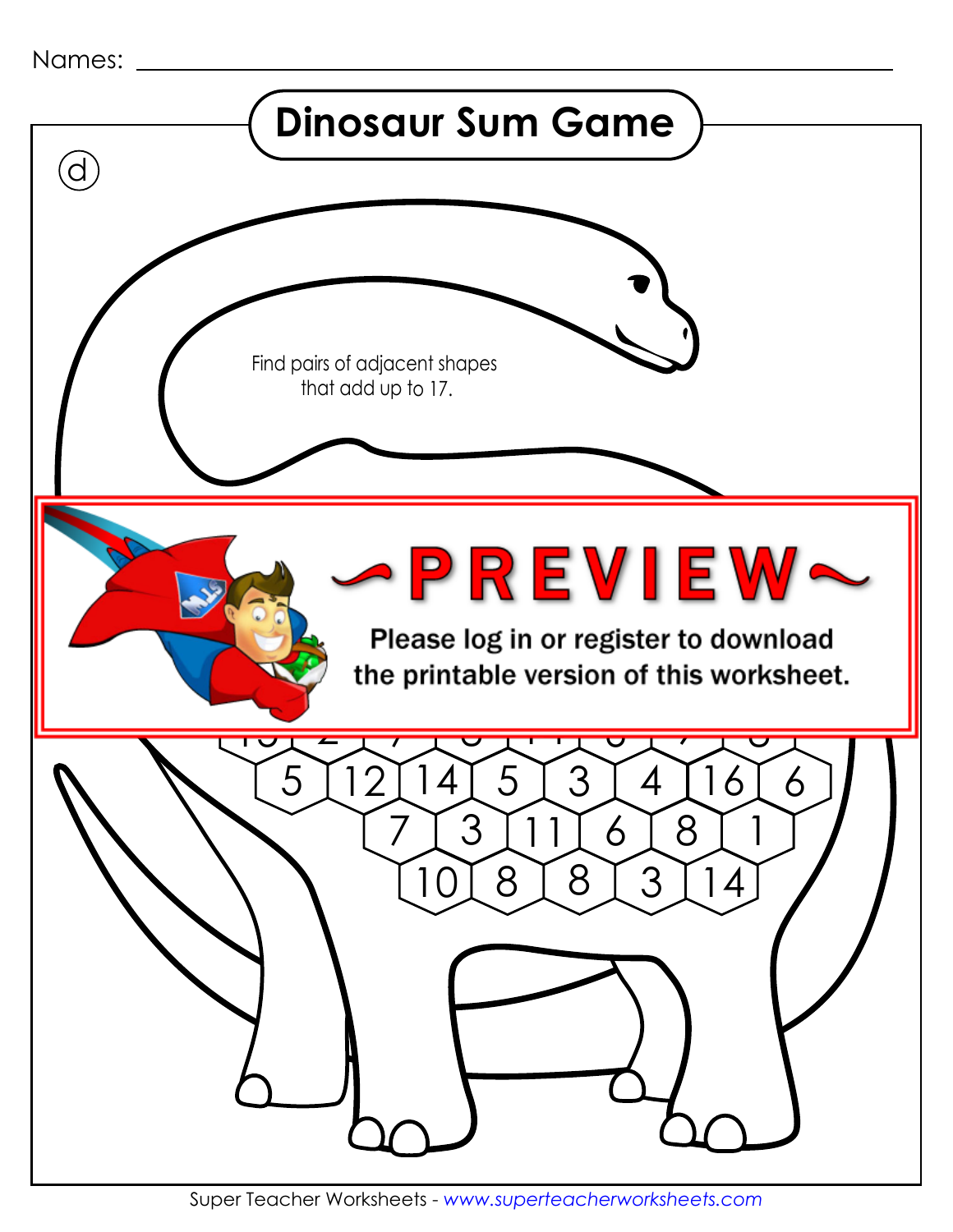Names: ______________________________

# Dinosaur Sum Game

ⓓ

Find pairs of adjacent shapes that add up to 17.

~PREVIEW~

Please log in or register to download the printable version of this worksheet.

5 12 14 5 3 4 16 6

7 3 11 6 8 1

10 8 8 3 14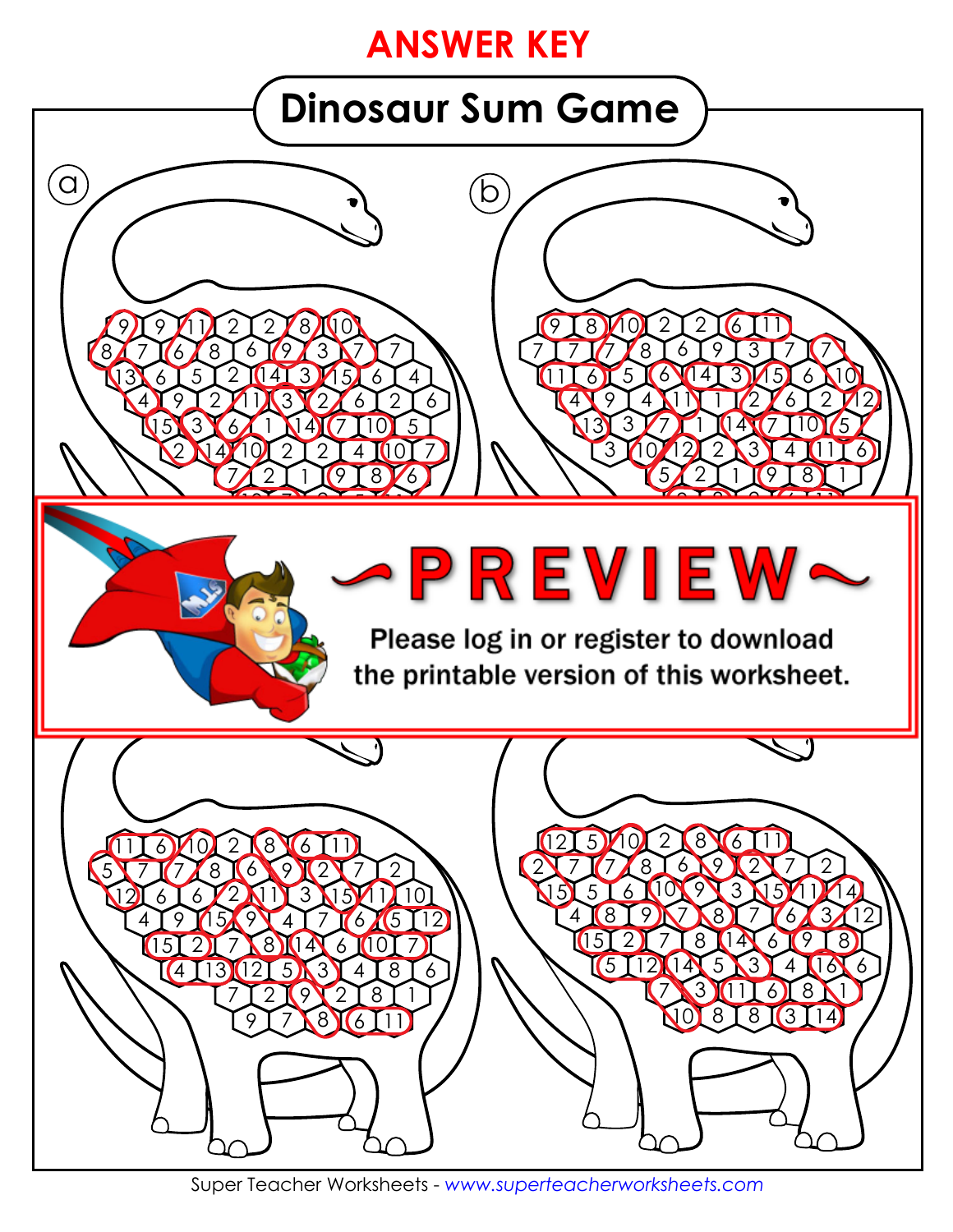**ANSWER KEY**

# Dinosaur Sum Game

ⓐ

9 9 11 2 2 8 10
8 7 6 8 6 9 3 7 7
13 6 5 2 14 3 15 6 4
4 9 2 11 3 2 6 2 6
15 3 6 1 14 7 10 5
2 14 10 2 2 4 10 7
7 2 1 9 8 6

ⓑ

9 8 10 2 2 6 11
7 7 7 8 6 9 3 7 7
11 6 5 6 14 3 15 6 10
4 9 4 11 1 2 6 2 12
13 3 7 1 14 7 10 5
3 10 12 2 3 4 11 6
5 2 1 9 8 1

~PREVIEW~

Please log in or register to download the printable version of this worksheet.

11 6 10 2 8 6 11
5 7 7 8 6 9 2 7 2
12 6 6 2 11 3 15 11 10
4 9 15 9 4 7 6 5 12
15 2 7 8 14 6 10 7
4 13 12 5 3 4 8 6
7 2 9 2 8 1
9 7 8 6 11

12 5 10 2 8 6 11
2 7 7 8 6 9 2 7 2
15 5 6 10 9 3 15 11 14
4 8 9 7 8 7 6 3 12
15 2 7 8 14 6 9 8
5 12 14 5 3 4 16 6
7 3 11 6 8 1
10 8 8 3 14

Super Teacher Worksheets - www.superteacherworksheets.com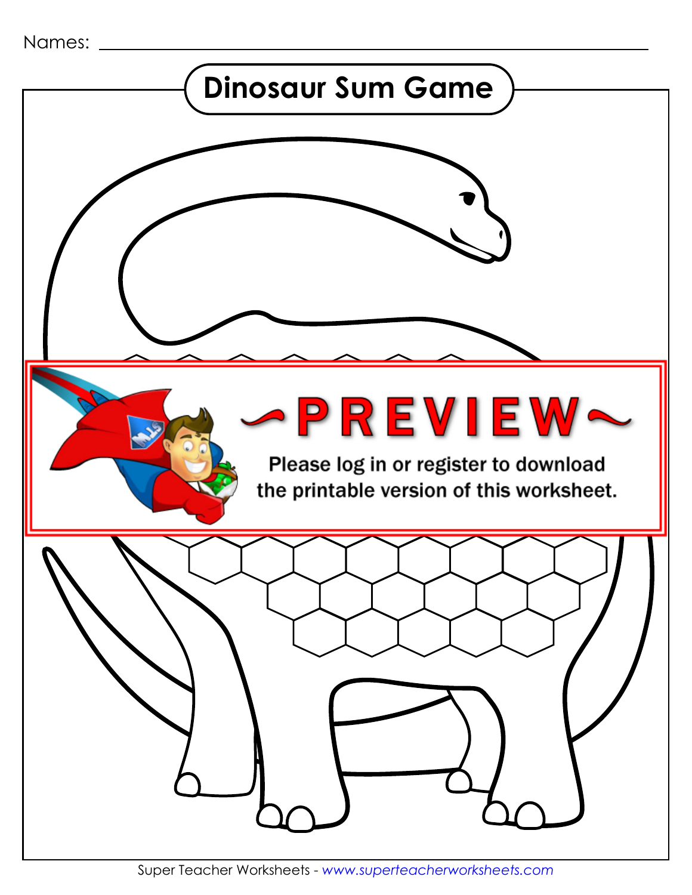Names: ___________________________________________

# Dinosaur Sum Game

~PREVIEW~

Please log in or register to download the printable version of this worksheet.